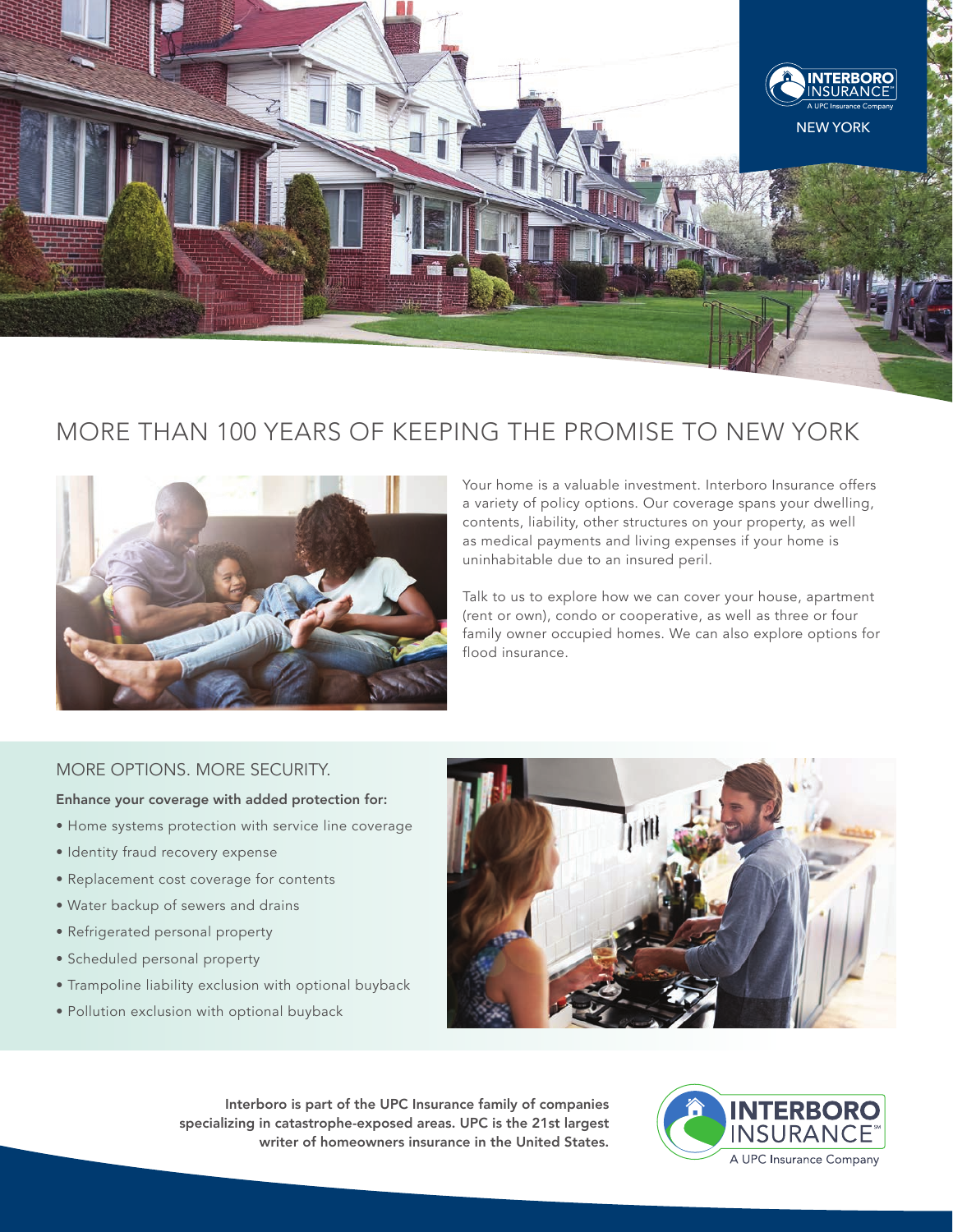INTERBORO INSURANCE

A UPC Insurance Company

NEW YORK

# MORE THAN 100 YEARS OF KEEPING THE PROMISE TO NEW YORK

Your home is a valuable investment. Interboro Insurance offers a variety of policy options. Our coverage spans your dwelling, contents, liability, other structures on your property, as well as medical payments and living expenses if your home is uninhabitable due to an insured peril.

Talk to us to explore how we can cover your house, apartment (rent or own), condo or cooperative, as well as three or four family owner occupied homes. We can also explore options for flood insurance.

## MORE OPTIONS. MORE SECURITY.

**Enhance your coverage with added protection for:**

- Home systems protection with service line coverage
- Identity fraud recovery expense
- Replacement cost coverage for contents
- Water backup of sewers and drains
- Refrigerated personal property
- Scheduled personal property
- Trampoline liability exclusion with optional buyback
- Pollution exclusion with optional buyback

**Interboro is part of the UPC Insurance family of companies specializing in catastrophe-exposed areas. UPC is the 21st largest writer of homeowners insurance in the United States.**

INTERBORO INSURANCE

A UPC Insurance Company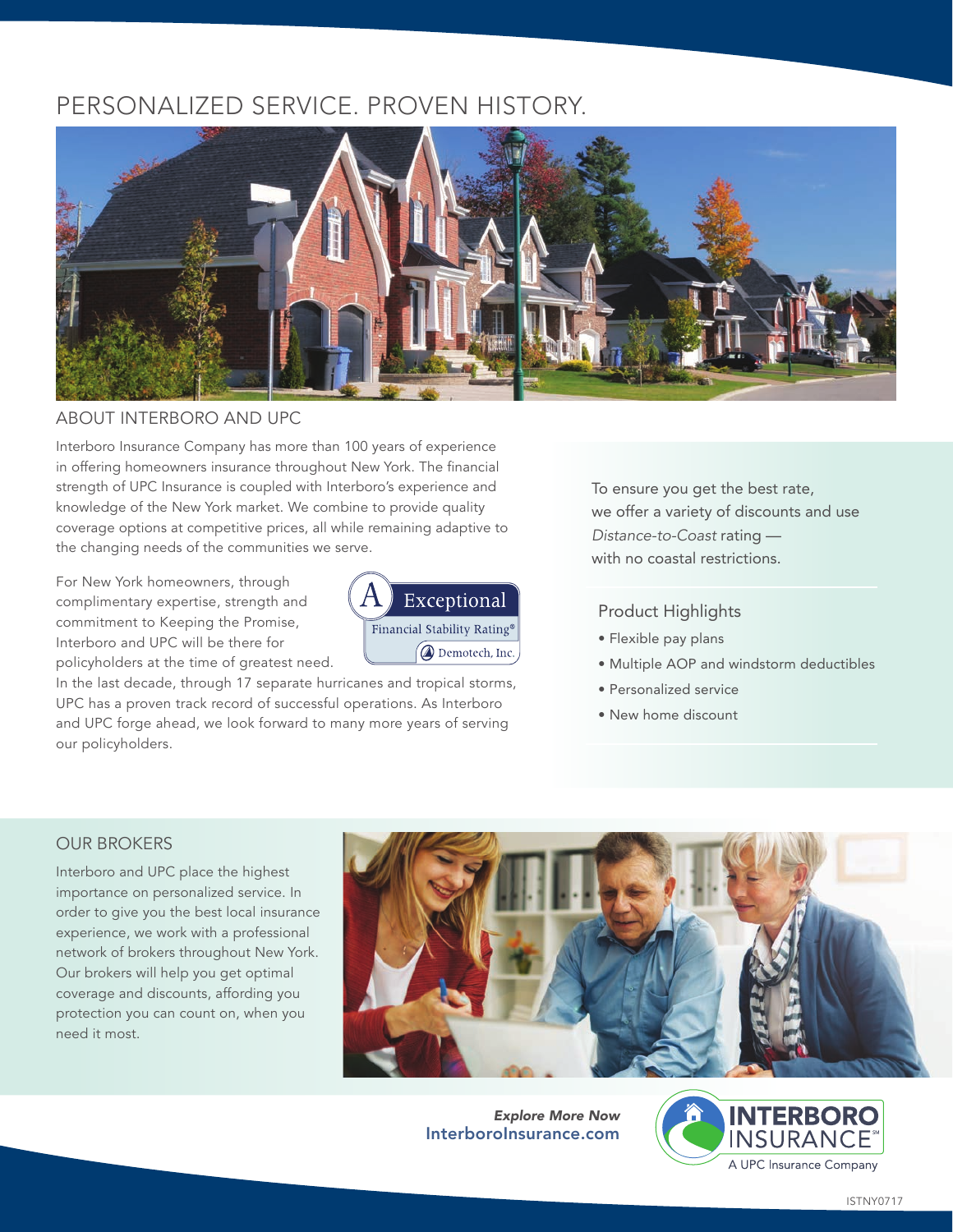# PERSONALIZED SERVICE. PROVEN HISTORY.

## ABOUT INTERBORO AND UPC

Interboro Insurance Company has more than 100 years of experience in offering homeowners insurance throughout New York. The financial strength of UPC Insurance is coupled with Interboro's experience and knowledge of the New York market. We combine to provide quality coverage options at competitive prices, all while remaining adaptive to the changing needs of the communities we serve.

For New York homeowners, through complimentary expertise, strength and commitment to Keeping the Promise, Interboro and UPC will be there for policyholders at the time of greatest need. In the last decade, through 17 separate hurricanes and tropical storms, UPC has a proven track record of successful operations. As Interboro and UPC forge ahead, we look forward to many more years of serving our policyholders.

A Exceptional
Financial Stability Rating®
Demotech, Inc.

To ensure you get the best rate, we offer a variety of discounts and use *Distance-to-Coast* rating — with no coastal restrictions.

### Product Highlights

- Flexible pay plans
- Multiple AOP and windstorm deductibles
- Personalized service
- New home discount

## OUR BROKERS

Interboro and UPC place the highest importance on personalized service. In order to give you the best local insurance experience, we work with a professional network of brokers throughout New York. Our brokers will help you get optimal coverage and discounts, affording you protection you can count on, when you need it most.

***Explore More Now***
InterboroInsurance.com

INTERBORO INSURANCE℠
A UPC Insurance Company

ISTNY0717